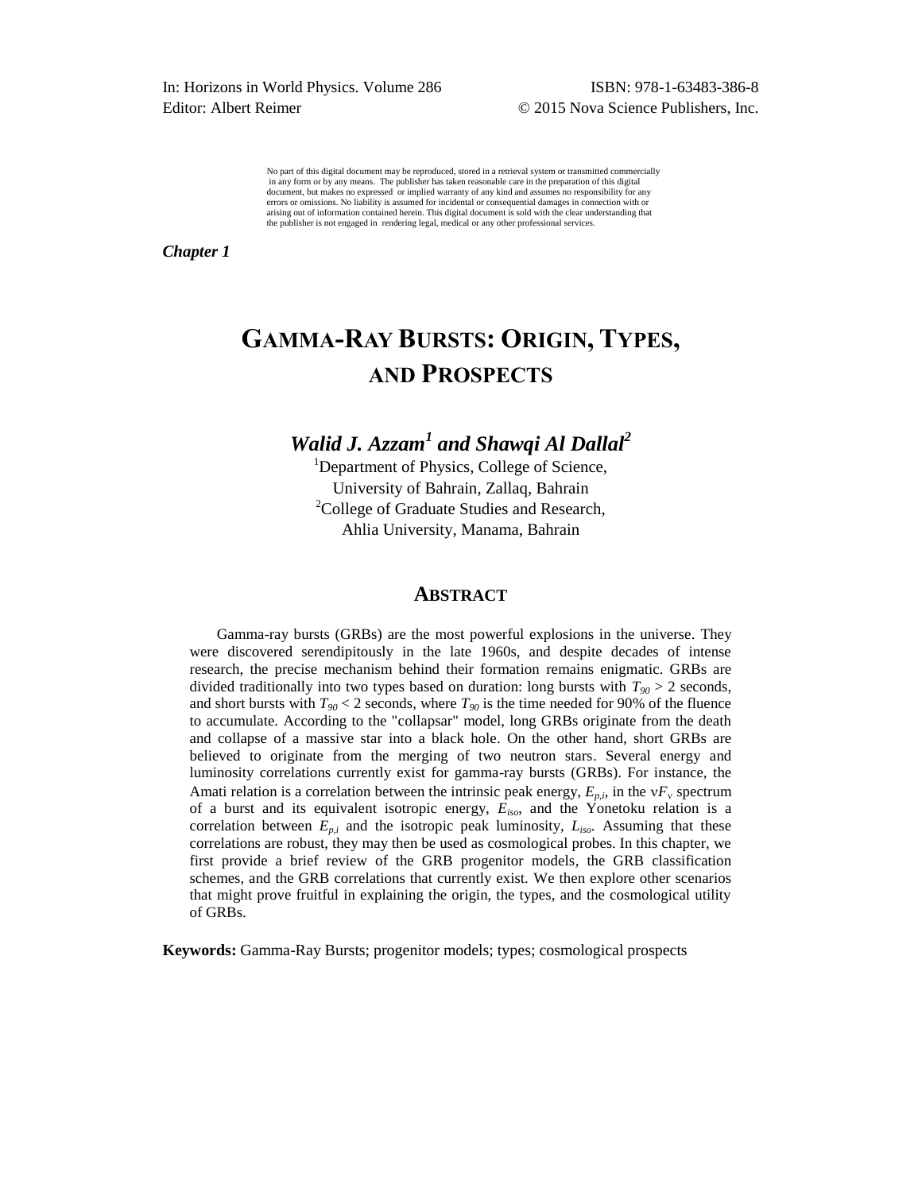In: Horizons in World Physics. Volume 286 ISBN: 978-1-63483-386-8
Editor: Albert Reimer © 2015 Nova Science Publishers, Inc.

No part of this digital document may be reproduced, stored in a retrieval system or transmitted commercially in any form or by any means. The publisher has taken reasonable care in the preparation of this digital document, but makes no expressed or implied warranty of any kind and assumes no responsibility for any errors or omissions. No liability is assumed for incidental or consequential damages in connection with or arising out of information contained herein. This digital document is sold with the clear understanding that the publisher is not engaged in rendering legal, medical or any other professional services.

***Chapter 1***

# GAMMA-RAY BURSTS: ORIGIN, TYPES, AND PROSPECTS

***Walid J. Azzam[1] and Shawqi Al Dallal[2]***

[1]Department of Physics, College of Science, University of Bahrain, Zallaq, Bahrain
[2]College of Graduate Studies and Research, Ahlia University, Manama, Bahrain

## ABSTRACT

Gamma-ray bursts (GRBs) are the most powerful explosions in the universe. They were discovered serendipitously in the late 1960s, and despite decades of intense research, the precise mechanism behind their formation remains enigmatic. GRBs are divided traditionally into two types based on duration: long bursts with $T_{90} > 2$ seconds, and short bursts with $T_{90} < 2$ seconds, where $T_{90}$ is the time needed for 90% of the fluence to accumulate. According to the "collapsar" model, long GRBs originate from the death and collapse of a massive star into a black hole. On the other hand, short GRBs are believed to originate from the merging of two neutron stars. Several energy and luminosity correlations currently exist for gamma-ray bursts (GRBs). For instance, the Amati relation is a correlation between the intrinsic peak energy, $E_{p,i}$, in the $\nu F_\nu$ spectrum of a burst and its equivalent isotropic energy, $E_{iso}$, and the Yonetoku relation is a correlation between $E_{p,i}$ and the isotropic peak luminosity, $L_{iso}$. Assuming that these correlations are robust, they may then be used as cosmological probes. In this chapter, we first provide a brief review of the GRB progenitor models, the GRB classification schemes, and the GRB correlations that currently exist. We then explore other scenarios that might prove fruitful in explaining the origin, the types, and the cosmological utility of GRBs.

**Keywords:** Gamma-Ray Bursts; progenitor models; types; cosmological prospects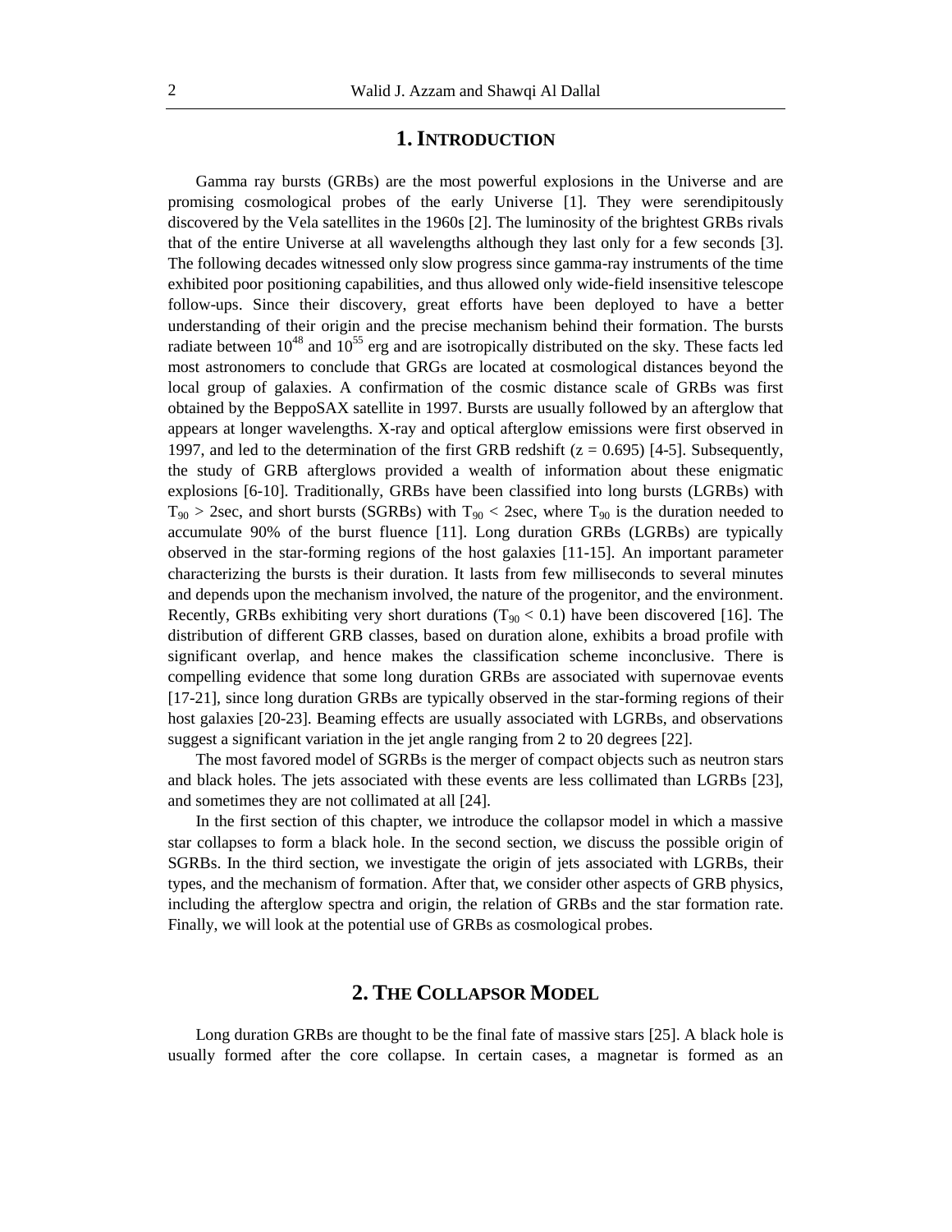## 1. INTRODUCTION

Gamma ray bursts (GRBs) are the most powerful explosions in the Universe and are promising cosmological probes of the early Universe [1]. They were serendipitously discovered by the Vela satellites in the 1960s [2]. The luminosity of the brightest GRBs rivals that of the entire Universe at all wavelengths although they last only for a few seconds [3]. The following decades witnessed only slow progress since gamma-ray instruments of the time exhibited poor positioning capabilities, and thus allowed only wide-field insensitive telescope follow-ups. Since their discovery, great efforts have been deployed to have a better understanding of their origin and the precise mechanism behind their formation. The bursts radiate between $10^{48}$ and $10^{55}$ erg and are isotropically distributed on the sky. These facts led most astronomers to conclude that GRGs are located at cosmological distances beyond the local group of galaxies. A confirmation of the cosmic distance scale of GRBs was first obtained by the BeppoSAX satellite in 1997. Bursts are usually followed by an afterglow that appears at longer wavelengths. X-ray and optical afterglow emissions were first observed in 1997, and led to the determination of the first GRB redshift ($z = 0.695$) [4-5]. Subsequently, the study of GRB afterglows provided a wealth of information about these enigmatic explosions [6-10]. Traditionally, GRBs have been classified into long bursts (LGRBs) with $T_{90} > 2$sec, and short bursts (SGRBs) with $T_{90} < 2$sec, where $T_{90}$ is the duration needed to accumulate 90% of the burst fluence [11]. Long duration GRBs (LGRBs) are typically observed in the star-forming regions of the host galaxies [11-15]. An important parameter characterizing the bursts is their duration. It lasts from few milliseconds to several minutes and depends upon the mechanism involved, the nature of the progenitor, and the environment. Recently, GRBs exhibiting very short durations ($T_{90} < 0.1$) have been discovered [16]. The distribution of different GRB classes, based on duration alone, exhibits a broad profile with significant overlap, and hence makes the classification scheme inconclusive. There is compelling evidence that some long duration GRBs are associated with supernovae events [17-21], since long duration GRBs are typically observed in the star-forming regions of their host galaxies [20-23]. Beaming effects are usually associated with LGRBs, and observations suggest a significant variation in the jet angle ranging from 2 to 20 degrees [22].

The most favored model of SGRBs is the merger of compact objects such as neutron stars and black holes. The jets associated with these events are less collimated than LGRBs [23], and sometimes they are not collimated at all [24].

In the first section of this chapter, we introduce the collapsor model in which a massive star collapses to form a black hole. In the second section, we discuss the possible origin of SGRBs. In the third section, we investigate the origin of jets associated with LGRBs, their types, and the mechanism of formation. After that, we consider other aspects of GRB physics, including the afterglow spectra and origin, the relation of GRBs and the star formation rate. Finally, we will look at the potential use of GRBs as cosmological probes.

## 2. THE COLLAPSOR MODEL

Long duration GRBs are thought to be the final fate of massive stars [25]. A black hole is usually formed after the core collapse. In certain cases, a magnetar is formed as an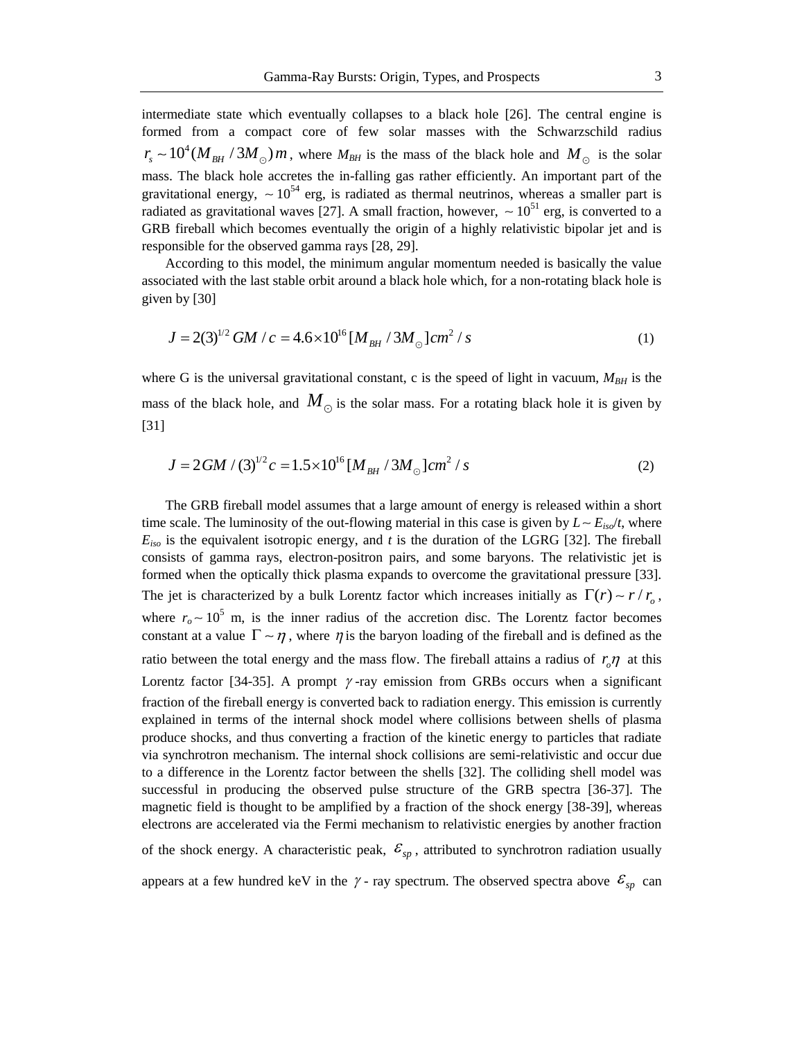intermediate state which eventually collapses to a black hole [26]. The central engine is formed from a compact core of few solar masses with the Schwarzschild radius $r_s \sim 10^4 (M_{BH}/3M_{\odot})m$, where $M_{BH}$ is the mass of the black hole and $M_{\odot}$ is the solar mass. The black hole accretes the in-falling gas rather efficiently. An important part of the gravitational energy, $\sim 10^{54}$ erg, is radiated as thermal neutrinos, whereas a smaller part is radiated as gravitational waves [27]. A small fraction, however, $\sim 10^{51}$ erg, is converted to a GRB fireball which becomes eventually the origin of a highly relativistic bipolar jet and is responsible for the observed gamma rays [28, 29].

According to this model, the minimum angular momentum needed is basically the value associated with the last stable orbit around a black hole which, for a non-rotating black hole is given by [30]

$$J = 2(3)^{1/2} GM/c = 4.6 \times 10^{16} [M_{BH}/3M_{\odot}] cm^2/s \tag{1}$$

where G is the universal gravitational constant, c is the speed of light in vacuum, $M_{BH}$ is the mass of the black hole, and $M_{\odot}$ is the solar mass. For a rotating black hole it is given by [31]

$$J = 2GM/(3)^{1/2} c = 1.5 \times 10^{16} [M_{BH}/3M_{\odot}] cm^2/s \tag{2}$$

The GRB fireball model assumes that a large amount of energy is released within a short time scale. The luminosity of the out-flowing material in this case is given by $L \sim E_{iso}/t$, where $E_{iso}$ is the equivalent isotropic energy, and $t$ is the duration of the LGRG [32]. The fireball consists of gamma rays, electron-positron pairs, and some baryons. The relativistic jet is formed when the optically thick plasma expands to overcome the gravitational pressure [33]. The jet is characterized by a bulk Lorentz factor which increases initially as $\Gamma(r) \sim r/r_o$, where $r_o \sim 10^5$ m, is the inner radius of the accretion disc. The Lorentz factor becomes constant at a value $\Gamma \sim \eta$, where $\eta$ is the baryon loading of the fireball and is defined as the ratio between the total energy and the mass flow. The fireball attains a radius of $r_o\eta$ at this Lorentz factor [34-35]. A prompt $\gamma$-ray emission from GRBs occurs when a significant fraction of the fireball energy is converted back to radiation energy. This emission is currently explained in terms of the internal shock model where collisions between shells of plasma produce shocks, and thus converting a fraction of the kinetic energy to particles that radiate via synchrotron mechanism. The internal shock collisions are semi-relativistic and occur due to a difference in the Lorentz factor between the shells [32]. The colliding shell model was successful in producing the observed pulse structure of the GRB spectra [36-37]. The magnetic field is thought to be amplified by a fraction of the shock energy [38-39], whereas electrons are accelerated via the Fermi mechanism to relativistic energies by another fraction of the shock energy. A characteristic peak, $\varepsilon_{sp}$, attributed to synchrotron radiation usually appears at a few hundred keV in the $\gamma$- ray spectrum. The observed spectra above $\varepsilon_{sp}$ can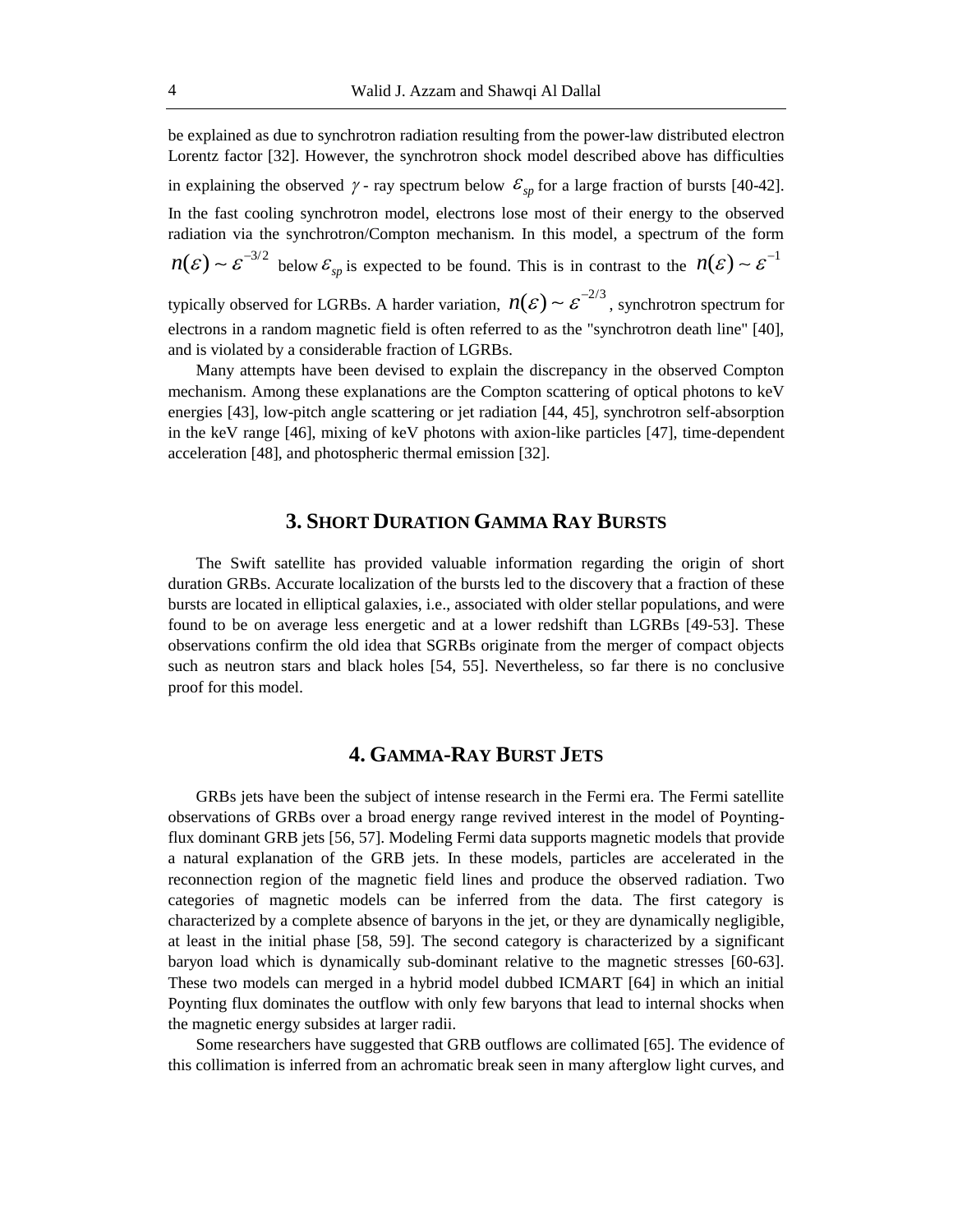be explained as due to synchrotron radiation resulting from the power-law distributed electron Lorentz factor [32]. However, the synchrotron shock model described above has difficulties in explaining the observed $\gamma$ - ray spectrum below $\varepsilon_{sp}$ for a large fraction of bursts [40-42]. In the fast cooling synchrotron model, electrons lose most of their energy to the observed radiation via the synchrotron/Compton mechanism. In this model, a spectrum of the form $n(\varepsilon) \sim \varepsilon^{-3/2}$ below $\varepsilon_{sp}$ is expected to be found. This is in contrast to the $n(\varepsilon) \sim \varepsilon^{-1}$ typically observed for LGRBs. A harder variation, $n(\varepsilon) \sim \varepsilon^{-2/3}$, synchrotron spectrum for electrons in a random magnetic field is often referred to as the "synchrotron death line" [40], and is violated by a considerable fraction of LGRBs.

Many attempts have been devised to explain the discrepancy in the observed Compton mechanism. Among these explanations are the Compton scattering of optical photons to keV energies [43], low-pitch angle scattering or jet radiation [44, 45], synchrotron self-absorption in the keV range [46], mixing of keV photons with axion-like particles [47], time-dependent acceleration [48], and photospheric thermal emission [32].

## 3. Short Duration Gamma Ray Bursts

The Swift satellite has provided valuable information regarding the origin of short duration GRBs. Accurate localization of the bursts led to the discovery that a fraction of these bursts are located in elliptical galaxies, i.e., associated with older stellar populations, and were found to be on average less energetic and at a lower redshift than LGRBs [49-53]. These observations confirm the old idea that SGRBs originate from the merger of compact objects such as neutron stars and black holes [54, 55]. Nevertheless, so far there is no conclusive proof for this model.

## 4. Gamma-Ray Burst Jets

GRBs jets have been the subject of intense research in the Fermi era. The Fermi satellite observations of GRBs over a broad energy range revived interest in the model of Poynting-flux dominant GRB jets [56, 57]. Modeling Fermi data supports magnetic models that provide a natural explanation of the GRB jets. In these models, particles are accelerated in the reconnection region of the magnetic field lines and produce the observed radiation. Two categories of magnetic models can be inferred from the data. The first category is characterized by a complete absence of baryons in the jet, or they are dynamically negligible, at least in the initial phase [58, 59]. The second category is characterized by a significant baryon load which is dynamically sub-dominant relative to the magnetic stresses [60-63]. These two models can merged in a hybrid model dubbed ICMART [64] in which an initial Poynting flux dominates the outflow with only few baryons that lead to internal shocks when the magnetic energy subsides at larger radii.

Some researchers have suggested that GRB outflows are collimated [65]. The evidence of this collimation is inferred from an achromatic break seen in many afterglow light curves, and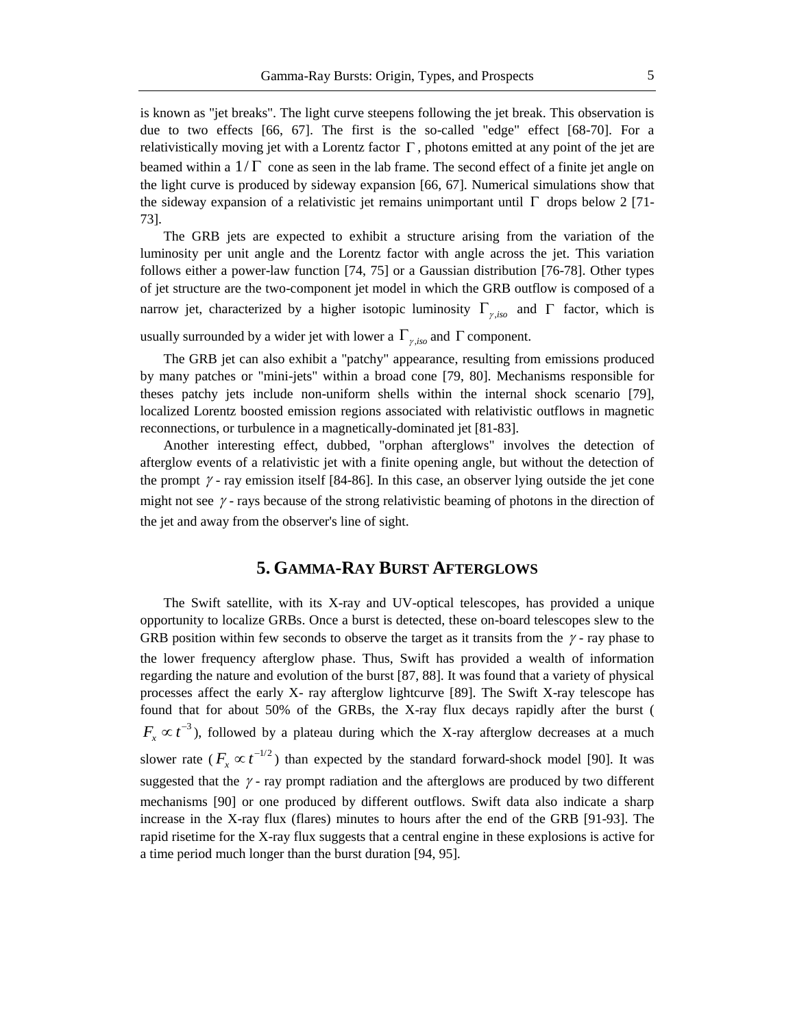is known as "jet breaks". The light curve steepens following the jet break. This observation is due to two effects [66, 67]. The first is the so-called "edge" effect [68-70]. For a relativistically moving jet with a Lorentz factor $\Gamma$, photons emitted at any point of the jet are beamed within a $1/\Gamma$ cone as seen in the lab frame. The second effect of a finite jet angle on the light curve is produced by sideway expansion [66, 67]. Numerical simulations show that the sideway expansion of a relativistic jet remains unimportant until $\Gamma$ drops below 2 [71-73].

The GRB jets are expected to exhibit a structure arising from the variation of the luminosity per unit angle and the Lorentz factor with angle across the jet. This variation follows either a power-law function [74, 75] or a Gaussian distribution [76-78]. Other types of jet structure are the two-component jet model in which the GRB outflow is composed of a narrow jet, characterized by a higher isotopic luminosity $\Gamma_{\gamma,iso}$ and $\Gamma$ factor, which is usually surrounded by a wider jet with lower a $\Gamma_{\gamma,iso}$ and $\Gamma$ component.

The GRB jet can also exhibit a "patchy" appearance, resulting from emissions produced by many patches or "mini-jets" within a broad cone [79, 80]. Mechanisms responsible for theses patchy jets include non-uniform shells within the internal shock scenario [79], localized Lorentz boosted emission regions associated with relativistic outflows in magnetic reconnections, or turbulence in a magnetically-dominated jet [81-83].

Another interesting effect, dubbed, "orphan afterglows" involves the detection of afterglow events of a relativistic jet with a finite opening angle, but without the detection of the prompt $\gamma$ - ray emission itself [84-86]. In this case, an observer lying outside the jet cone might not see $\gamma$ - rays because of the strong relativistic beaming of photons in the direction of the jet and away from the observer's line of sight.

## 5. Gamma-Ray Burst Afterglows

The Swift satellite, with its X-ray and UV-optical telescopes, has provided a unique opportunity to localize GRBs. Once a burst is detected, these on-board telescopes slew to the GRB position within few seconds to observe the target as it transits from the $\gamma$ - ray phase to the lower frequency afterglow phase. Thus, Swift has provided a wealth of information regarding the nature and evolution of the burst [87, 88]. It was found that a variety of physical processes affect the early X- ray afterglow lightcurve [89]. The Swift X-ray telescope has found that for about 50% of the GRBs, the X-ray flux decays rapidly after the burst ($F_x \propto t^{-3}$), followed by a plateau during which the X-ray afterglow decreases at a much slower rate ($F_x \propto t^{-1/2}$) than expected by the standard forward-shock model [90]. It was suggested that the $\gamma$ - ray prompt radiation and the afterglows are produced by two different mechanisms [90] or one produced by different outflows. Swift data also indicate a sharp increase in the X-ray flux (flares) minutes to hours after the end of the GRB [91-93]. The rapid risetime for the X-ray flux suggests that a central engine in these explosions is active for a time period much longer than the burst duration [94, 95].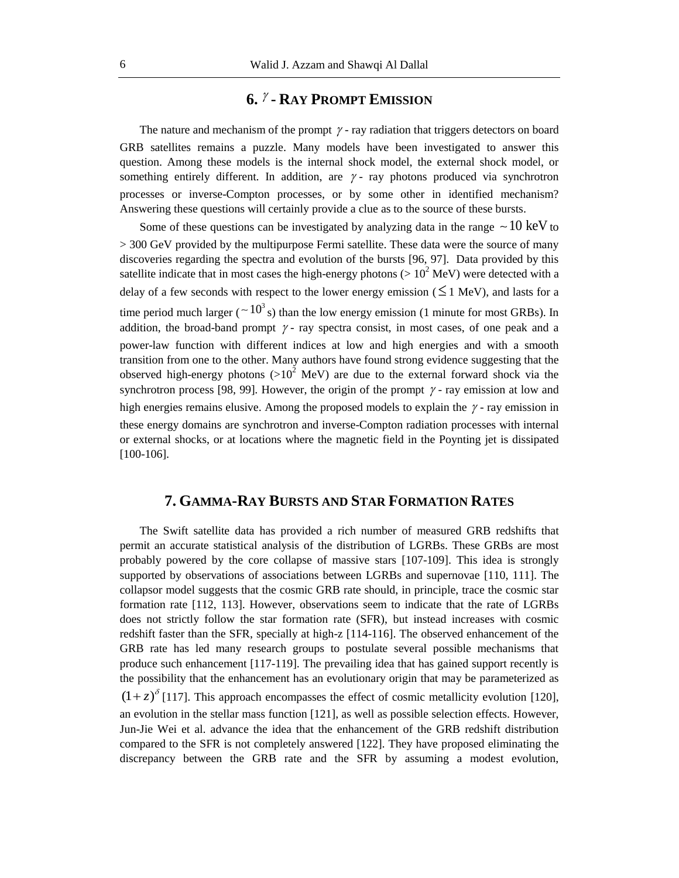## 6. $\gamma$ - RAY PROMPT EMISSION

The nature and mechanism of the prompt $\gamma$ - ray radiation that triggers detectors on board GRB satellites remains a puzzle. Many models have been investigated to answer this question. Among these models is the internal shock model, the external shock model, or something entirely different. In addition, are $\gamma$ - ray photons produced via synchrotron processes or inverse-Compton processes, or by some other in identified mechanism? Answering these questions will certainly provide a clue as to the source of these bursts.

Some of these questions can be investigated by analyzing data in the range $\sim 10$ keV to > 300 GeV provided by the multipurpose Fermi satellite. These data were the source of many discoveries regarding the spectra and evolution of the bursts [96, 97]. Data provided by this satellite indicate that in most cases the high-energy photons (> $10^2$ MeV) were detected with a delay of a few seconds with respect to the lower energy emission ($\leq 1$ MeV), and lasts for a time period much larger ($\sim 10^3$ s) than the low energy emission (1 minute for most GRBs). In addition, the broad-band prompt $\gamma$ - ray spectra consist, in most cases, of one peak and a power-law function with different indices at low and high energies and with a smooth transition from one to the other. Many authors have found strong evidence suggesting that the observed high-energy photons (>$10^2$ MeV) are due to the external forward shock via the synchrotron process [98, 99]. However, the origin of the prompt $\gamma$ - ray emission at low and high energies remains elusive. Among the proposed models to explain the $\gamma$ - ray emission in these energy domains are synchrotron and inverse-Compton radiation processes with internal or external shocks, or at locations where the magnetic field in the Poynting jet is dissipated [100-106].

## 7. GAMMA-RAY BURSTS AND STAR FORMATION RATES

The Swift satellite data has provided a rich number of measured GRB redshifts that permit an accurate statistical analysis of the distribution of LGRBs. These GRBs are most probably powered by the core collapse of massive stars [107-109]. This idea is strongly supported by observations of associations between LGRBs and supernovae [110, 111]. The collapsor model suggests that the cosmic GRB rate should, in principle, trace the cosmic star formation rate [112, 113]. However, observations seem to indicate that the rate of LGRBs does not strictly follow the star formation rate (SFR), but instead increases with cosmic redshift faster than the SFR, specially at high-z [114-116]. The observed enhancement of the GRB rate has led many research groups to postulate several possible mechanisms that produce such enhancement [117-119]. The prevailing idea that has gained support recently is the possibility that the enhancement has an evolutionary origin that may be parameterized as $(1+z)^{\delta}$ [117]. This approach encompasses the effect of cosmic metallicity evolution [120], an evolution in the stellar mass function [121], as well as possible selection effects. However, Jun-Jie Wei et al. advance the idea that the enhancement of the GRB redshift distribution compared to the SFR is not completely answered [122]. They have proposed eliminating the discrepancy between the GRB rate and the SFR by assuming a modest evolution,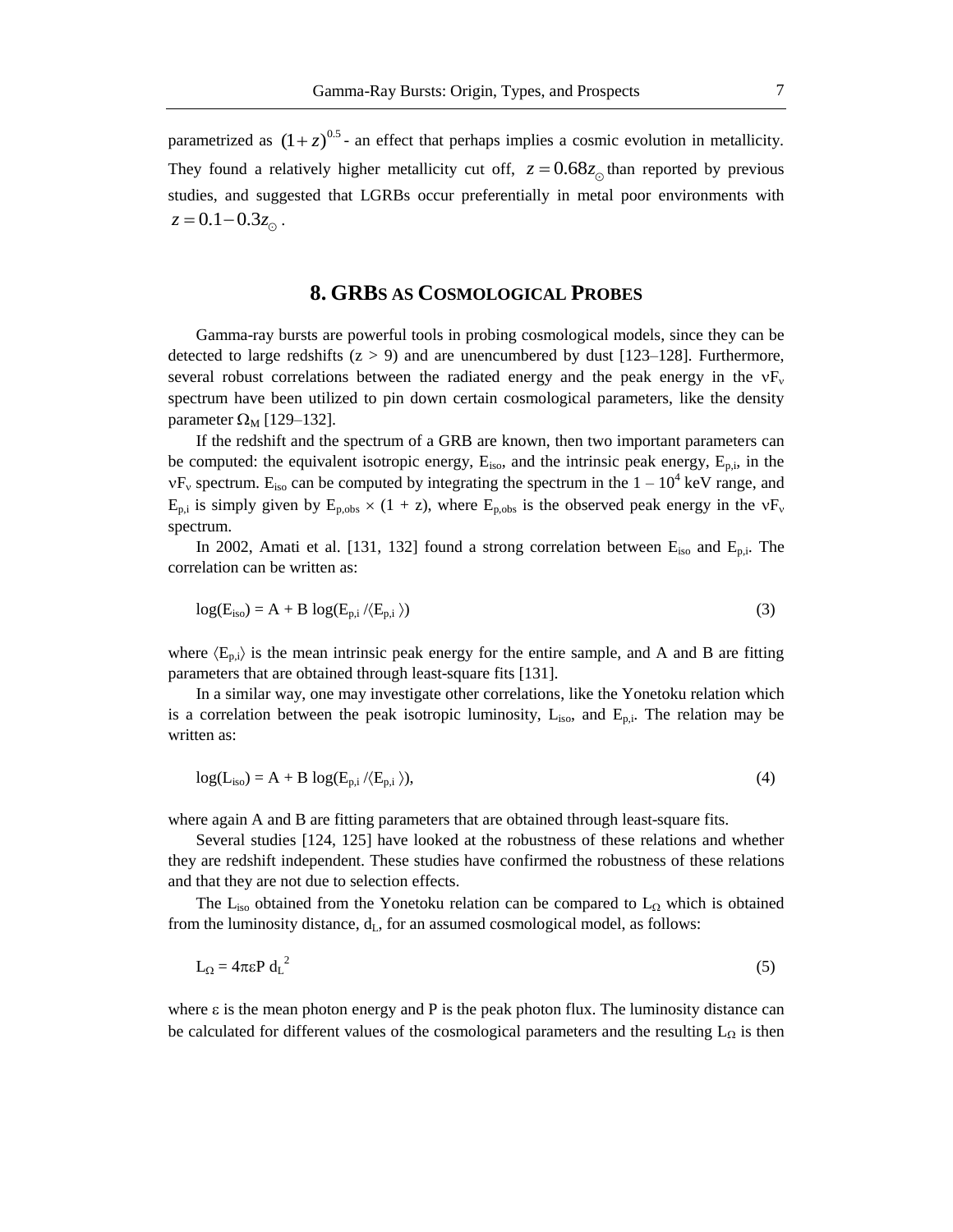parametrized as $(1+z)^{0.5}$ - an effect that perhaps implies a cosmic evolution in metallicity. They found a relatively higher metallicity cut off, $z = 0.68z_{\odot}$ than reported by previous studies, and suggested that LGRBs occur preferentially in metal poor environments with $z = 0.1 - 0.3z_{\odot}$.

## 8. GRBS AS COSMOLOGICAL PROBES

Gamma-ray bursts are powerful tools in probing cosmological models, since they can be detected to large redshifts ($z > 9$) and are unencumbered by dust [123–128]. Furthermore, several robust correlations between the radiated energy and the peak energy in the $\nu F_\nu$ spectrum have been utilized to pin down certain cosmological parameters, like the density parameter $\Omega_M$ [129–132].

If the redshift and the spectrum of a GRB are known, then two important parameters can be computed: the equivalent isotropic energy, $E_{iso}$, and the intrinsic peak energy, $E_{p,i}$, in the $\nu F_\nu$ spectrum. $E_{iso}$ can be computed by integrating the spectrum in the $1 - 10^4$ keV range, and $E_{p,i}$ is simply given by $E_{p,obs} \times (1 + z)$, where $E_{p,obs}$ is the observed peak energy in the $\nu F_\nu$ spectrum.

In 2002, Amati et al. [131, 132] found a strong correlation between $E_{iso}$ and $E_{p,i}$. The correlation can be written as:

$$\log(E_{iso}) = A + B \log(E_{p,i} / \langle E_{p,i} \rangle) \tag{3}$$

where $\langle E_{p,i} \rangle$ is the mean intrinsic peak energy for the entire sample, and A and B are fitting parameters that are obtained through least-square fits [131].

In a similar way, one may investigate other correlations, like the Yonetoku relation which is a correlation between the peak isotropic luminosity, $L_{iso}$, and $E_{p,i}$. The relation may be written as:

$$\log(L_{iso}) = A + B \log(E_{p,i} / \langle E_{p,i} \rangle), \tag{4}$$

where again A and B are fitting parameters that are obtained through least-square fits.

Several studies [124, 125] have looked at the robustness of these relations and whether they are redshift independent. These studies have confirmed the robustness of these relations and that they are not due to selection effects.

The $L_{iso}$ obtained from the Yonetoku relation can be compared to $L_\Omega$ which is obtained from the luminosity distance, $d_L$, for an assumed cosmological model, as follows:

$$L_\Omega = 4\pi\varepsilon P \, d_L^{\,2} \tag{5}$$

where $\varepsilon$ is the mean photon energy and P is the peak photon flux. The luminosity distance can be calculated for different values of the cosmological parameters and the resulting $L_\Omega$ is then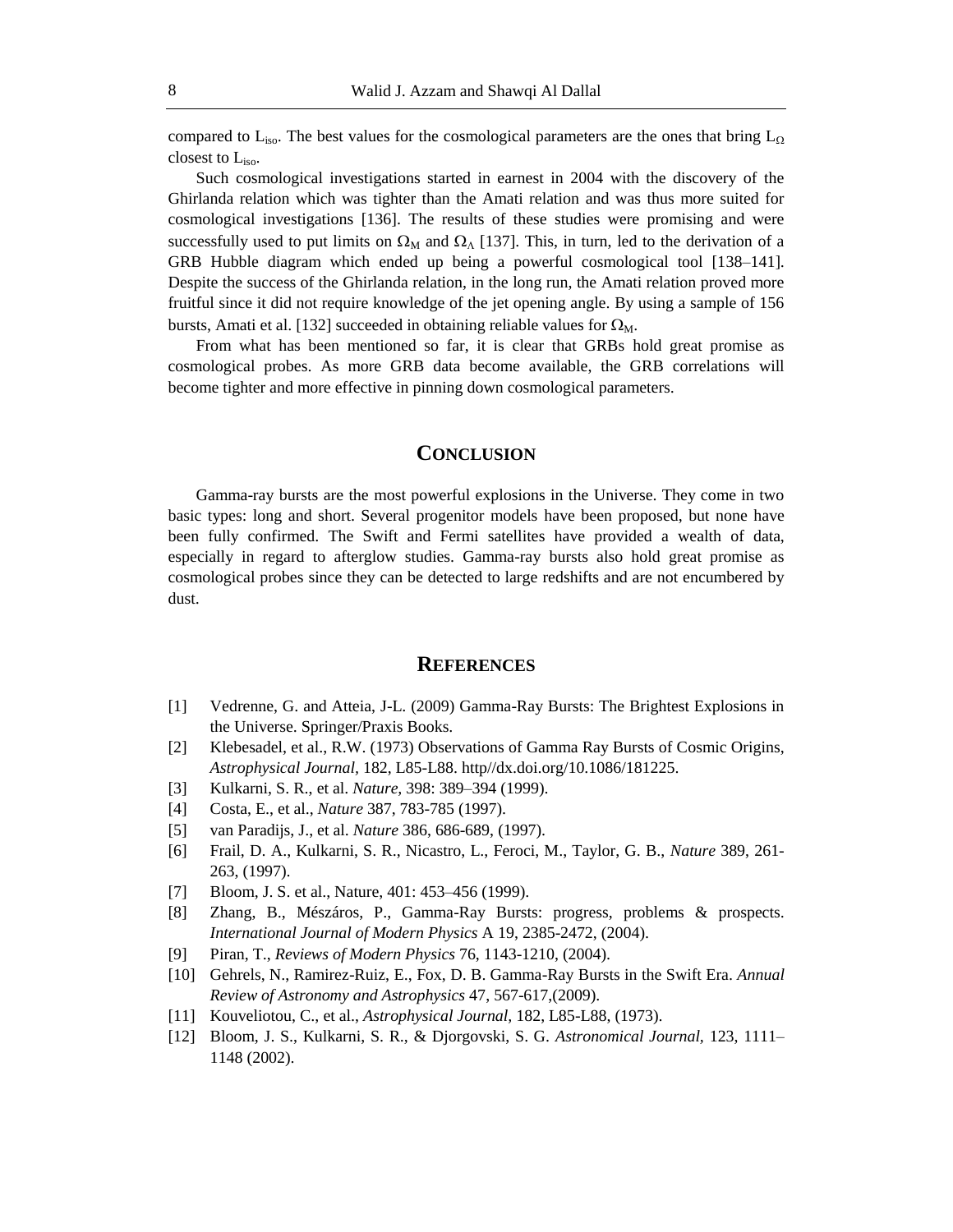compared to $L_{iso}$. The best values for the cosmological parameters are the ones that bring $L_{\Omega}$ closest to $L_{iso}$.

Such cosmological investigations started in earnest in 2004 with the discovery of the Ghirlanda relation which was tighter than the Amati relation and was thus more suited for cosmological investigations [136]. The results of these studies were promising and were successfully used to put limits on $\Omega_M$ and $\Omega_\Lambda$ [137]. This, in turn, led to the derivation of a GRB Hubble diagram which ended up being a powerful cosmological tool [138–141]. Despite the success of the Ghirlanda relation, in the long run, the Amati relation proved more fruitful since it did not require knowledge of the jet opening angle. By using a sample of 156 bursts, Amati et al. [132] succeeded in obtaining reliable values for $\Omega_M$.

From what has been mentioned so far, it is clear that GRBs hold great promise as cosmological probes. As more GRB data become available, the GRB correlations will become tighter and more effective in pinning down cosmological parameters.

## CONCLUSION

Gamma-ray bursts are the most powerful explosions in the Universe. They come in two basic types: long and short. Several progenitor models have been proposed, but none have been fully confirmed. The Swift and Fermi satellites have provided a wealth of data, especially in regard to afterglow studies. Gamma-ray bursts also hold great promise as cosmological probes since they can be detected to large redshifts and are not encumbered by dust.

## REFERENCES

[1] Vedrenne, G. and Atteia, J-L. (2009) Gamma-Ray Bursts: The Brightest Explosions in the Universe. Springer/Praxis Books.

[2] Klebesadel, et al., R.W. (1973) Observations of Gamma Ray Bursts of Cosmic Origins, *Astrophysical Journal*, 182, L85-L88. http//dx.doi.org/10.1086/181225.

[3] Kulkarni, S. R., et al. *Nature*, 398: 389–394 (1999).

[4] Costa, E., et al., *Nature* 387, 783-785 (1997).

[5] van Paradijs, J., et al. *Nature* 386, 686-689, (1997).

[6] Frail, D. A., Kulkarni, S. R., Nicastro, L., Feroci, M., Taylor, G. B., *Nature* 389, 261-263, (1997).

[7] Bloom, J. S. et al., Nature, 401: 453–456 (1999).

[8] Zhang, B., Mészáros, P., Gamma-Ray Bursts: progress, problems & prospects. *International Journal of Modern Physics* A 19, 2385-2472, (2004).

[9] Piran, T., *Reviews of Modern Physics* 76, 1143-1210, (2004).

[10] Gehrels, N., Ramirez-Ruiz, E., Fox, D. B. Gamma-Ray Bursts in the Swift Era. *Annual Review of Astronomy and Astrophysics* 47, 567-617,(2009).

[11] Kouveliotou, C., et al., *Astrophysical Journal,* 182, L85-L88, (1973).

[12] Bloom, J. S., Kulkarni, S. R., & Djorgovski, S. G. *Astronomical Journal,* 123, 1111–1148 (2002).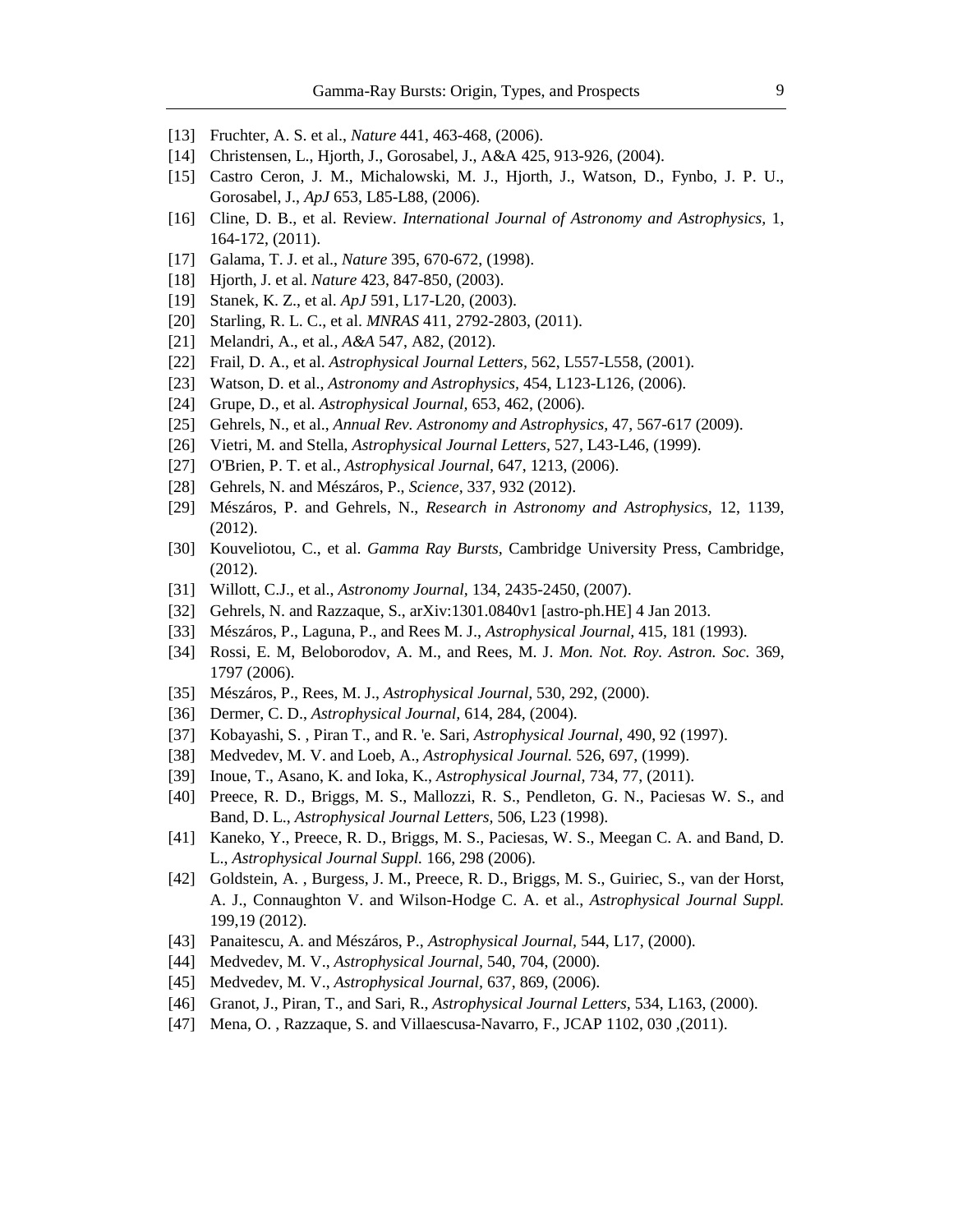[13] Fruchter, A. S. et al., *Nature* 441, 463-468, (2006).

[14] Christensen, L., Hjorth, J., Gorosabel, J., A&A 425, 913-926, (2004).

[15] Castro Ceron, J. M., Michalowski, M. J., Hjorth, J., Watson, D., Fynbo, J. P. U., Gorosabel, J., *ApJ* 653, L85-L88, (2006).

[16] Cline, D. B., et al. Review. *International Journal of Astronomy and Astrophysics*, 1, 164-172, (2011).

[17] Galama, T. J. et al., *Nature* 395, 670-672, (1998).

[18] Hjorth, J. et al. *Nature* 423, 847-850, (2003).

[19] Stanek, K. Z., et al. *ApJ* 591, L17-L20, (2003).

[20] Starling, R. L. C., et al. *MNRAS* 411, 2792-2803, (2011).

[21] Melandri, A., et al., *A&A* 547, A82, (2012).

[22] Frail, D. A., et al. *Astrophysical Journal Letters*, 562, L557-L558, (2001).

[23] Watson, D. et al., *Astronomy and Astrophysics*, 454, L123-L126, (2006).

[24] Grupe, D., et al. *Astrophysical Journal*, 653, 462, (2006).

[25] Gehrels, N., et al., *Annual Rev. Astronomy and Astrophysics*, 47, 567-617 (2009).

[26] Vietri, M. and Stella, *Astrophysical Journal Letters*, 527, L43-L46, (1999).

[27] O'Brien, P. T. et al., *Astrophysical Journal*, 647, 1213, (2006).

[28] Gehrels, N. and Mészáros, P., *Science*, 337, 932 (2012).

[29] Mészáros, P. and Gehrels, N., *Research in Astronomy and Astrophysics*, 12, 1139, (2012).

[30] Kouveliotou, C., et al. *Gamma Ray Bursts*, Cambridge University Press, Cambridge, (2012).

[31] Willott, C.J., et al., *Astronomy Journal*, 134, 2435-2450, (2007).

[32] Gehrels, N. and Razzaque, S., arXiv:1301.0840v1 [astro-ph.HE] 4 Jan 2013.

[33] Mészáros, P., Laguna, P., and Rees M. J., *Astrophysical Journal*, 415, 181 (1993).

[34] Rossi, E. M, Beloborodov, A. M., and Rees, M. J. *Mon. Not. Roy. Astron. Soc.* 369, 1797 (2006).

[35] Mészáros, P., Rees, M. J., *Astrophysical Journal*, 530, 292, (2000).

[36] Dermer, C. D., *Astrophysical Journal*, 614, 284, (2004).

[37] Kobayashi, S. , Piran T., and R. 'e. Sari, *Astrophysical Journal*, 490, 92 (1997).

[38] Medvedev, M. V. and Loeb, A., *Astrophysical Journal.* 526, 697, (1999).

[39] Inoue, T., Asano, K. and Ioka, K., *Astrophysical Journal*, 734, 77, (2011).

[40] Preece, R. D., Briggs, M. S., Mallozzi, R. S., Pendleton, G. N., Paciesas W. S., and Band, D. L., *Astrophysical Journal Letters*, 506, L23 (1998).

[41] Kaneko, Y., Preece, R. D., Briggs, M. S., Paciesas, W. S., Meegan C. A. and Band, D. L., *Astrophysical Journal Suppl.* 166, 298 (2006).

[42] Goldstein, A. , Burgess, J. M., Preece, R. D., Briggs, M. S., Guiriec, S., van der Horst, A. J., Connaughton V. and Wilson-Hodge C. A. et al., *Astrophysical Journal Suppl.* 199,19 (2012).

[43] Panaitescu, A. and Mészáros, P., *Astrophysical Journal*, 544, L17, (2000).

[44] Medvedev, M. V., *Astrophysical Journal*, 540, 704, (2000).

[45] Medvedev, M. V., *Astrophysical Journal*, 637, 869, (2006).

[46] Granot, J., Piran, T., and Sari, R., *Astrophysical Journal Letters*, 534, L163, (2000).

[47] Mena, O. , Razzaque, S. and Villaescusa-Navarro, F., JCAP 1102, 030 ,(2011).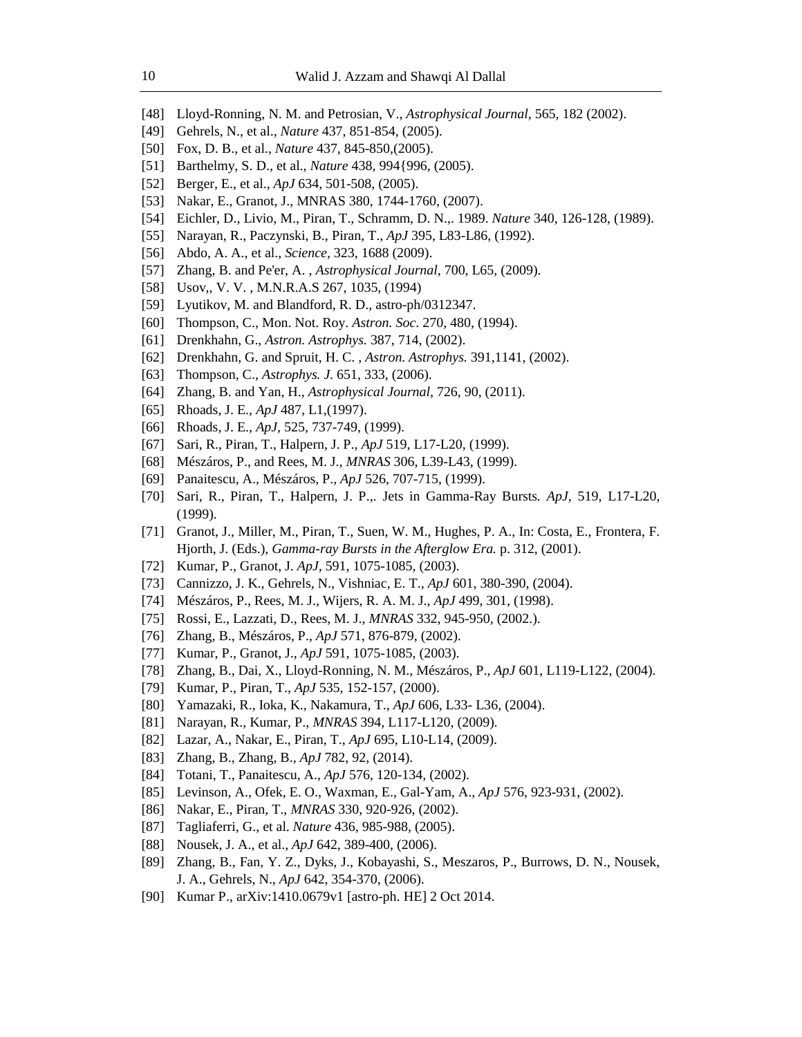[48] Lloyd-Ronning, N. M. and Petrosian, V., *Astrophysical Journal*, 565, 182 (2002).

[49] Gehrels, N., et al., *Nature* 437, 851-854, (2005).

[50] Fox, D. B., et al., *Nature* 437, 845-850,(2005).

[51] Barthelmy, S. D., et al., *Nature* 438, 994{996, (2005).

[52] Berger, E., et al., *ApJ* 634, 501-508, (2005).

[53] Nakar, E., Granot, J., MNRAS 380, 1744-1760, (2007).

[54] Eichler, D., Livio, M., Piran, T., Schramm, D. N.,. 1989. *Nature* 340, 126-128, (1989).

[55] Narayan, R., Paczynski, B., Piran, T., *ApJ* 395, L83-L86, (1992).

[56] Abdo, A. A., et al., *Science*, 323, 1688 (2009).

[57] Zhang, B. and Pe'er, A. , *Astrophysical Journal*, 700, L65, (2009).

[58] Usov,, V. V. , M.N.R.A.S 267, 1035, (1994)

[59] Lyutikov, M. and Blandford, R. D., astro-ph/0312347.

[60] Thompson, C., Mon. Not. Roy. *Astron. Soc*. 270, 480, (1994).

[61] Drenkhahn, G., *Astron. Astrophys.* 387, 714, (2002).

[62] Drenkhahn, G. and Spruit, H. C. , *Astron. Astrophys.* 391,1141, (2002).

[63] Thompson, C., *Astrophys. J*. 651, 333, (2006).

[64] Zhang, B. and Yan, H., *Astrophysical Journal*, 726, 90, (2011).

[65] Rhoads, J. E., *ApJ* 487, L1,(1997).

[66] Rhoads, J. E., *ApJ*, 525, 737-749, (1999).

[67] Sari, R., Piran, T., Halpern, J. P., *ApJ* 519, L17-L20, (1999).

[68] Mészáros, P., and Rees, M. J., *MNRAS* 306, L39-L43, (1999).

[69] Panaitescu, A., Mészáros, P., *ApJ* 526, 707-715, (1999).

[70] Sari, R., Piran, T., Halpern, J. P.,. Jets in Gamma-Ray Bursts. *ApJ*, 519, L17-L20, (1999).

[71] Granot, J., Miller, M., Piran, T., Suen, W. M., Hughes, P. A., In: Costa, E., Frontera, F. Hjorth, J. (Eds.), *Gamma-ray Bursts in the Afterglow Era.* p. 312, (2001).

[72] Kumar, P., Granot, J. *ApJ*, 591, 1075-1085, (2003).

[73] Cannizzo, J. K., Gehrels, N., Vishniac, E. T., *ApJ* 601, 380-390, (2004).

[74] Mészáros, P., Rees, M. J., Wijers, R. A. M. J., *ApJ* 499, 301, (1998).

[75] Rossi, E., Lazzati, D., Rees, M. J., *MNRAS* 332, 945-950, (2002.).

[76] Zhang, B., Mészáros, P., *ApJ* 571, 876-879, (2002).

[77] Kumar, P., Granot, J., *ApJ* 591, 1075-1085, (2003).

[78] Zhang, B., Dai, X., Lloyd-Ronning, N. M., Mészáros, P., *ApJ* 601, L119-L122, (2004).

[79] Kumar, P., Piran, T., *ApJ* 535, 152-157, (2000).

[80] Yamazaki, R., Ioka, K., Nakamura, T., *ApJ* 606, L33- L36, (2004).

[81] Narayan, R., Kumar, P., *MNRAS* 394, L117-L120, (2009).

[82] Lazar, A., Nakar, E., Piran, T., *ApJ* 695, L10-L14, (2009).

[83] Zhang, B., Zhang, B., *ApJ* 782, 92, (2014).

[84] Totani, T., Panaitescu, A., *ApJ* 576, 120-134, (2002).

[85] Levinson, A., Ofek, E. O., Waxman, E., Gal-Yam, A., *ApJ* 576, 923-931, (2002).

[86] Nakar, E., Piran, T., *MNRAS* 330, 920-926, (2002).

[87] Tagliaferri, G., et al. *Nature* 436, 985-988, (2005).

[88] Nousek, J. A., et al., *ApJ* 642, 389-400, (2006).

[89] Zhang, B., Fan, Y. Z., Dyks, J., Kobayashi, S., Meszaros, P., Burrows, D. N., Nousek, J. A., Gehrels, N., *ApJ* 642, 354-370, (2006).

[90] Kumar P., arXiv:1410.0679v1 [astro-ph. HE] 2 Oct 2014.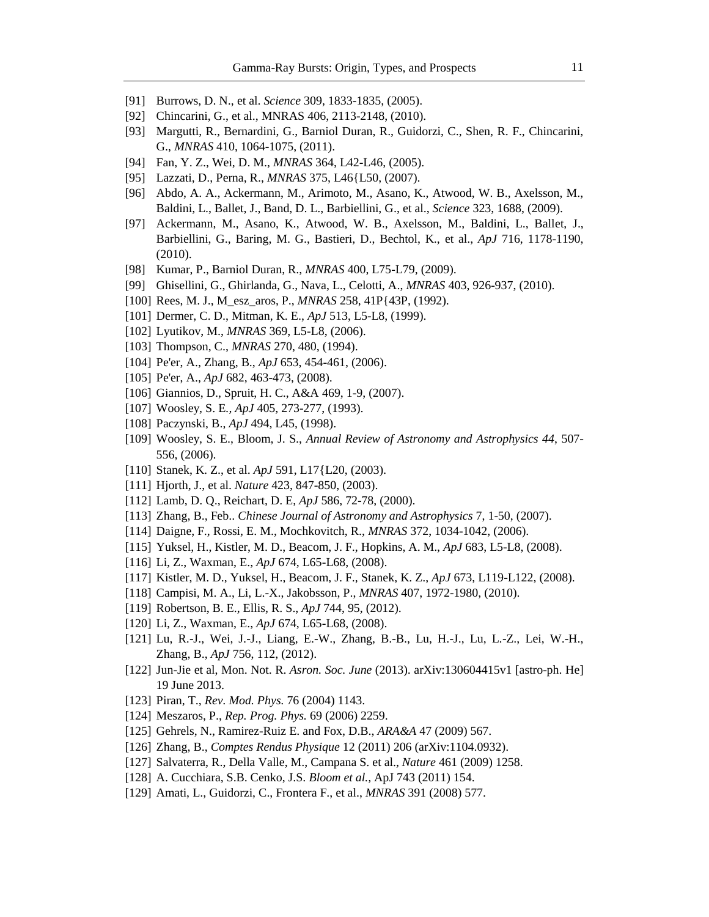[91] Burrows, D. N., et al. *Science* 309, 1833-1835, (2005).

[92] Chincarini, G., et al., MNRAS 406, 2113-2148, (2010).

[93] Margutti, R., Bernardini, G., Barniol Duran, R., Guidorzi, C., Shen, R. F., Chincarini, G., *MNRAS* 410, 1064-1075, (2011).

[94] Fan, Y. Z., Wei, D. M., *MNRAS* 364, L42-L46, (2005).

[95] Lazzati, D., Perna, R., *MNRAS* 375, L46{L50, (2007).

[96] Abdo, A. A., Ackermann, M., Arimoto, M., Asano, K., Atwood, W. B., Axelsson, M., Baldini, L., Ballet, J., Band, D. L., Barbiellini, G., et al., *Science* 323, 1688, (2009).

[97] Ackermann, M., Asano, K., Atwood, W. B., Axelsson, M., Baldini, L., Ballet, J., Barbiellini, G., Baring, M. G., Bastieri, D., Bechtol, K., et al., *ApJ* 716, 1178-1190, (2010).

[98] Kumar, P., Barniol Duran, R., *MNRAS* 400, L75-L79, (2009).

[99] Ghisellini, G., Ghirlanda, G., Nava, L., Celotti, A., *MNRAS* 403, 926-937, (2010).

[100] Rees, M. J., M_esz_aros, P., *MNRAS* 258, 41P{43P, (1992).

[101] Dermer, C. D., Mitman, K. E., *ApJ* 513, L5-L8, (1999).

[102] Lyutikov, M., *MNRAS* 369, L5-L8, (2006).

[103] Thompson, C., *MNRAS* 270, 480, (1994).

[104] Pe'er, A., Zhang, B., *ApJ* 653, 454-461, (2006).

[105] Pe'er, A., *ApJ* 682, 463-473, (2008).

[106] Giannios, D., Spruit, H. C., A&A 469, 1-9, (2007).

[107] Woosley, S. E., *ApJ* 405, 273-277, (1993).

[108] Paczynski, B., *ApJ* 494, L45, (1998).

[109] Woosley, S. E., Bloom, J. S., *Annual Review of Astronomy and Astrophysics 44*, 507-556, (2006).

[110] Stanek, K. Z., et al. *ApJ* 591, L17{L20, (2003).

[111] Hjorth, J., et al. *Nature* 423, 847-850, (2003).

[112] Lamb, D. Q., Reichart, D. E, *ApJ* 586, 72-78, (2000).

[113] Zhang, B., Feb.. *Chinese Journal of Astronomy and Astrophysics* 7, 1-50, (2007).

[114] Daigne, F., Rossi, E. M., Mochkovitch, R., *MNRAS* 372, 1034-1042, (2006).

[115] Yuksel, H., Kistler, M. D., Beacom, J. F., Hopkins, A. M., *ApJ* 683, L5-L8, (2008).

[116] Li, Z., Waxman, E., *ApJ* 674, L65-L68, (2008).

[117] Kistler, M. D., Yuksel, H., Beacom, J. F., Stanek, K. Z., *ApJ* 673, L119-L122, (2008).

[118] Campisi, M. A., Li, L.-X., Jakobsson, P., *MNRAS* 407, 1972-1980, (2010).

[119] Robertson, B. E., Ellis, R. S., *ApJ* 744, 95, (2012).

[120] Li, Z., Waxman, E., *ApJ* 674, L65-L68, (2008).

[121] Lu, R.-J., Wei, J.-J., Liang, E.-W., Zhang, B.-B., Lu, H.-J., Lu, L.-Z., Lei, W.-H., Zhang, B., *ApJ* 756, 112, (2012).

[122] Jun-Jie et al, Mon. Not. R. *Asron. Soc. June* (2013). arXiv:130604415v1 [astro-ph. He] 19 June 2013.

[123] Piran, T., *Rev. Mod. Phys.* 76 (2004) 1143.

[124] Meszaros, P., *Rep. Prog. Phys.* 69 (2006) 2259.

[125] Gehrels, N., Ramirez-Ruiz E. and Fox, D.B., *ARA&A* 47 (2009) 567.

[126] Zhang, B., *Comptes Rendus Physique* 12 (2011) 206 (arXiv:1104.0932).

[127] Salvaterra, R., Della Valle, M., Campana S. et al., *Nature* 461 (2009) 1258.

[128] A. Cucchiara, S.B. Cenko, J.S. *Bloom et al.*, ApJ 743 (2011) 154.

[129] Amati, L., Guidorzi, C., Frontera F., et al., *MNRAS* 391 (2008) 577.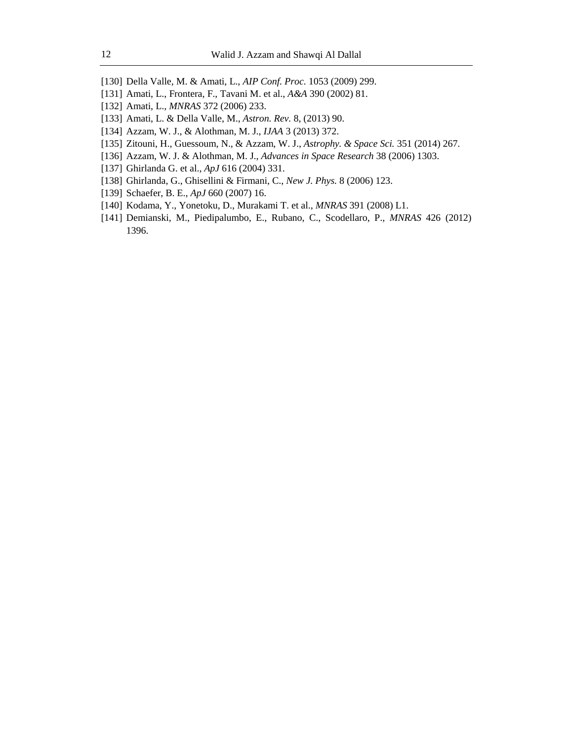[130] Della Valle, M. & Amati, L., *AIP Conf. Proc.* 1053 (2009) 299.

[131] Amati, L., Frontera, F., Tavani M. et al., *A&A* 390 (2002) 81.

[132] Amati, L., *MNRAS* 372 (2006) 233.

[133] Amati, L. & Della Valle, M., *Astron. Rev.* 8, (2013) 90.

[134] Azzam, W. J., & Alothman, M. J., *IJAA* 3 (2013) 372.

[135] Zitouni, H., Guessoum, N., & Azzam, W. J., *Astrophy. & Space Sci.* 351 (2014) 267.

[136] Azzam, W. J. & Alothman, M. J., *Advances in Space Research* 38 (2006) 1303.

[137] Ghirlanda G. et al., *ApJ* 616 (2004) 331.

[138] Ghirlanda, G., Ghisellini & Firmani, C., *New J. Phys.* 8 (2006) 123.

[139] Schaefer, B. E., *ApJ* 660 (2007) 16.

[140] Kodama, Y., Yonetoku, D., Murakami T. et al., *MNRAS* 391 (2008) L1.

[141] Demianski, M., Piedipalumbo, E., Rubano, C., Scodellaro, P., *MNRAS* 426 (2012) 1396.